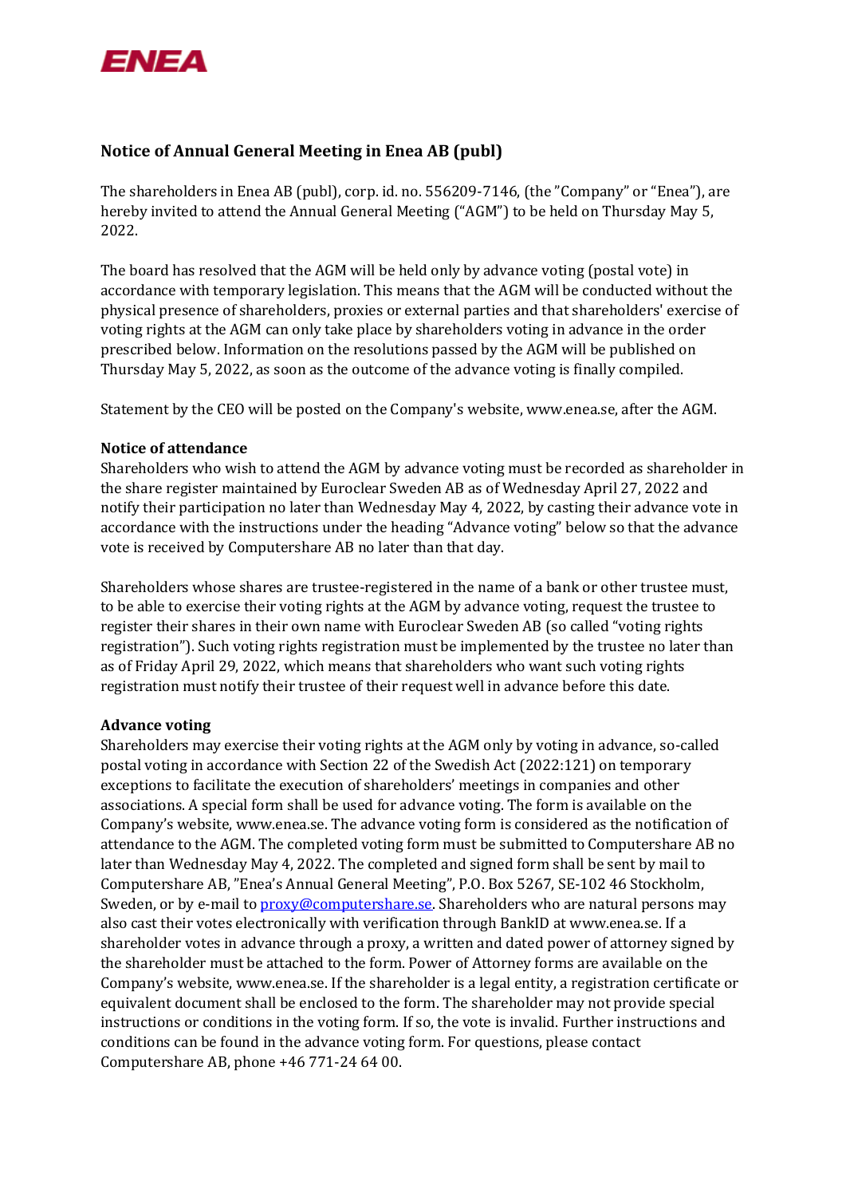# Notice of Annual General Meeting in Enea AB (publ)

The shareholders in Enea AB (publ), corp. id. no. 556209-7146, (the "Company" or "Enea"), are hereby invited to attend the Annual General Meeting ("AGM") to be held on Thursday May 5, 2022.

The board has resolved that the AGM will be held only by advance voting (postal vote) in accordance with temporary legislation. This means that the AGM will be conducted without the physical presence of shareholders, proxies or external parties and that shareholders' exercise of voting rights at the AGM can only take place by shareholders voting in advance in the order prescribed below. Information on the resolutions passed by the AGM will be published on Thursday May 5, 2022, as soon as the outcome of the advance voting is finally compiled.

Statement by the CEO will be posted on the Company's website, www.enea.se, after the AGM.

**Notice of attendance**

Shareholders who wish to attend the AGM by advance voting must be recorded as shareholder in the share register maintained by Euroclear Sweden AB as of Wednesday April 27, 2022 and notify their participation no later than Wednesday May 4, 2022, by casting their advance vote in accordance with the instructions under the heading "Advance voting" below so that the advance vote is received by Computershare AB no later than that day.

Shareholders whose shares are trustee-registered in the name of a bank or other trustee must, to be able to exercise their voting rights at the AGM by advance voting, request the trustee to register their shares in their own name with Euroclear Sweden AB (so called "voting rights registration"). Such voting rights registration must be implemented by the trustee no later than as of Friday April 29, 2022, which means that shareholders who want such voting rights registration must notify their trustee of their request well in advance before this date.

**Advance voting**

Shareholders may exercise their voting rights at the AGM only by voting in advance, so-called postal voting in accordance with Section 22 of the Swedish Act (2022:121) on temporary exceptions to facilitate the execution of shareholders' meetings in companies and other associations. A special form shall be used for advance voting. The form is available on the Company's website, www.enea.se. The advance voting form is considered as the notification of attendance to the AGM. The completed voting form must be submitted to Computershare AB no later than Wednesday May 4, 2022. The completed and signed form shall be sent by mail to Computershare AB, "Enea's Annual General Meeting", P.O. Box 5267, SE-102 46 Stockholm, Sweden, or by e-mail to proxy@computershare.se. Shareholders who are natural persons may also cast their votes electronically with verification through BankID at www.enea.se. If a shareholder votes in advance through a proxy, a written and dated power of attorney signed by the shareholder must be attached to the form. Power of Attorney forms are available on the Company's website, www.enea.se. If the shareholder is a legal entity, a registration certificate or equivalent document shall be enclosed to the form. The shareholder may not provide special instructions or conditions in the voting form. If so, the vote is invalid. Further instructions and conditions can be found in the advance voting form. For questions, please contact Computershare AB, phone +46 771-24 64 00.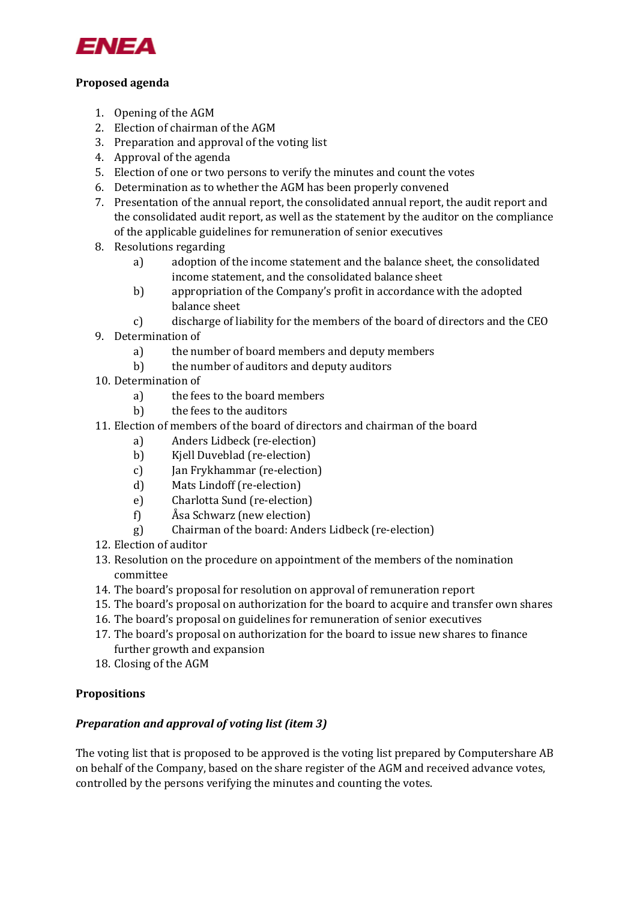**Proposed agenda**

1. Opening of the AGM
2. Election of chairman of the AGM
3. Preparation and approval of the voting list
4. Approval of the agenda
5. Election of one or two persons to verify the minutes and count the votes
6. Determination as to whether the AGM has been properly convened
7. Presentation of the annual report, the consolidated annual report, the audit report and the consolidated audit report, as well as the statement by the auditor on the compliance of the applicable guidelines for remuneration of senior executives
8. Resolutions regarding
   a) adoption of the income statement and the balance sheet, the consolidated income statement, and the consolidated balance sheet
   b) appropriation of the Company's profit in accordance with the adopted balance sheet
   c) discharge of liability for the members of the board of directors and the CEO
9. Determination of
   a) the number of board members and deputy members
   b) the number of auditors and deputy auditors
10. Determination of
    a) the fees to the board members
    b) the fees to the auditors
11. Election of members of the board of directors and chairman of the board
    a) Anders Lidbeck (re-election)
    b) Kjell Duveblad (re-election)
    c) Jan Frykhammar (re-election)
    d) Mats Lindoff (re-election)
    e) Charlotta Sund (re-election)
    f) Åsa Schwarz (new election)
    g) Chairman of the board: Anders Lidbeck (re-election)
12. Election of auditor
13. Resolution on the procedure on appointment of the members of the nomination committee
14. The board's proposal for resolution on approval of remuneration report
15. The board's proposal on authorization for the board to acquire and transfer own shares
16. The board's proposal on guidelines for remuneration of senior executives
17. The board's proposal on authorization for the board to issue new shares to finance further growth and expansion
18. Closing of the AGM

**Propositions**

***Preparation and approval of voting list (item 3)***

The voting list that is proposed to be approved is the voting list prepared by Computershare AB on behalf of the Company, based on the share register of the AGM and received advance votes, controlled by the persons verifying the minutes and counting the votes.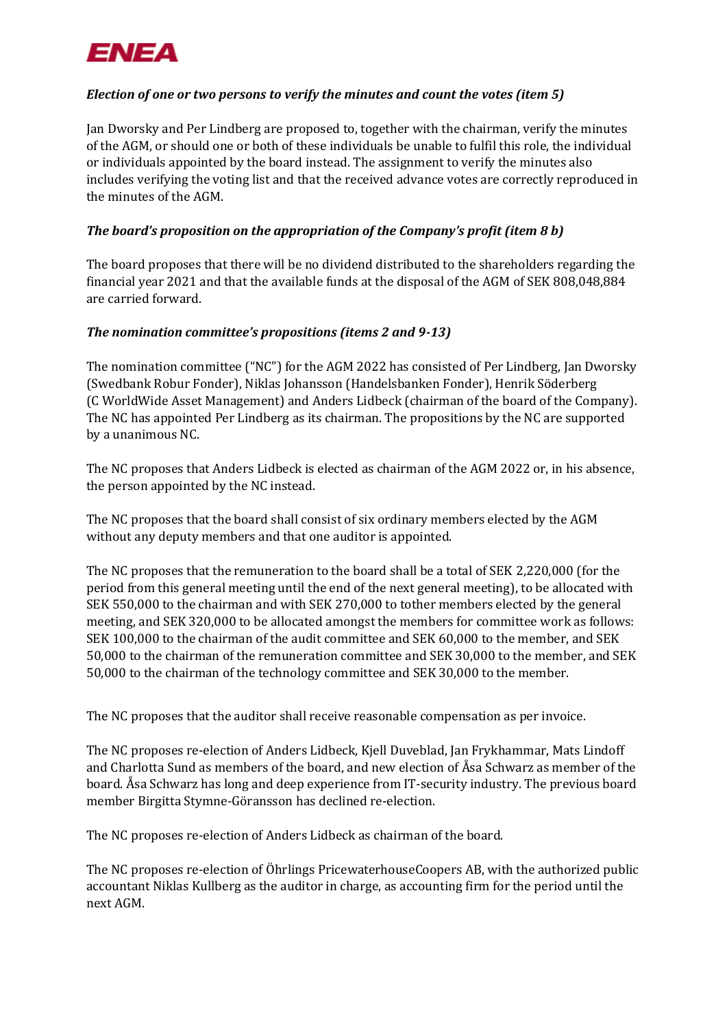***Election of one or two persons to verify the minutes and count the votes (item 5)***

Jan Dworsky and Per Lindberg are proposed to, together with the chairman, verify the minutes of the AGM, or should one or both of these individuals be unable to fulfil this role, the individual or individuals appointed by the board instead. The assignment to verify the minutes also includes verifying the voting list and that the received advance votes are correctly reproduced in the minutes of the AGM.

***The board's proposition on the appropriation of the Company's profit (item 8 b)***

The board proposes that there will be no dividend distributed to the shareholders regarding the financial year 2021 and that the available funds at the disposal of the AGM of SEK 808,048,884 are carried forward.

***The nomination committee's propositions (items 2 and 9-13)***

The nomination committee ("NC") for the AGM 2022 has consisted of Per Lindberg, Jan Dworsky (Swedbank Robur Fonder), Niklas Johansson (Handelsbanken Fonder), Henrik Söderberg (C WorldWide Asset Management) and Anders Lidbeck (chairman of the board of the Company). The NC has appointed Per Lindberg as its chairman. The propositions by the NC are supported by a unanimous NC.

The NC proposes that Anders Lidbeck is elected as chairman of the AGM 2022 or, in his absence, the person appointed by the NC instead.

The NC proposes that the board shall consist of six ordinary members elected by the AGM without any deputy members and that one auditor is appointed.

The NC proposes that the remuneration to the board shall be a total of SEK 2,220,000 (for the period from this general meeting until the end of the next general meeting), to be allocated with SEK 550,000 to the chairman and with SEK 270,000 to tother members elected by the general meeting, and SEK 320,000 to be allocated amongst the members for committee work as follows: SEK 100,000 to the chairman of the audit committee and SEK 60,000 to the member, and SEK 50,000 to the chairman of the remuneration committee and SEK 30,000 to the member, and SEK 50,000 to the chairman of the technology committee and SEK 30,000 to the member.

The NC proposes that the auditor shall receive reasonable compensation as per invoice.

The NC proposes re-election of Anders Lidbeck, Kjell Duveblad, Jan Frykhammar, Mats Lindoff and Charlotta Sund as members of the board, and new election of Åsa Schwarz as member of the board. Åsa Schwarz has long and deep experience from IT-security industry. The previous board member Birgitta Stymne-Göransson has declined re-election.

The NC proposes re-election of Anders Lidbeck as chairman of the board.

The NC proposes re-election of Öhrlings PricewaterhouseCoopers AB, with the authorized public accountant Niklas Kullberg as the auditor in charge, as accounting firm for the period until the next AGM.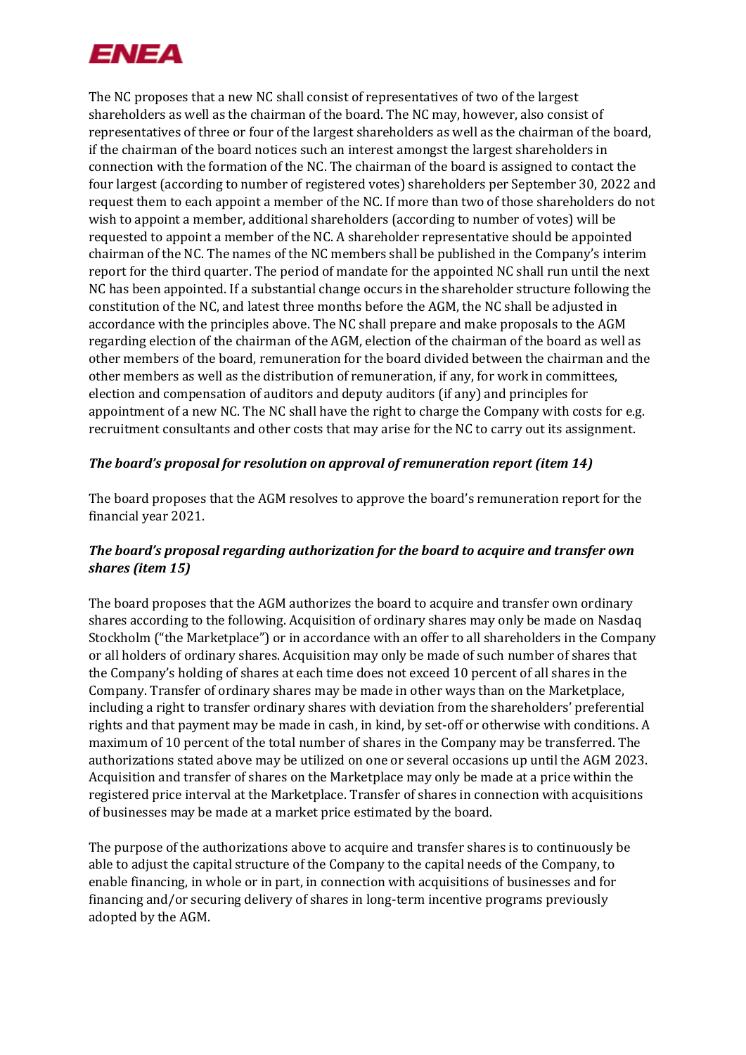The NC proposes that a new NC shall consist of representatives of two of the largest shareholders as well as the chairman of the board. The NC may, however, also consist of representatives of three or four of the largest shareholders as well as the chairman of the board, if the chairman of the board notices such an interest amongst the largest shareholders in connection with the formation of the NC. The chairman of the board is assigned to contact the four largest (according to number of registered votes) shareholders per September 30, 2022 and request them to each appoint a member of the NC. If more than two of those shareholders do not wish to appoint a member, additional shareholders (according to number of votes) will be requested to appoint a member of the NC. A shareholder representative should be appointed chairman of the NC. The names of the NC members shall be published in the Company's interim report for the third quarter. The period of mandate for the appointed NC shall run until the next NC has been appointed. If a substantial change occurs in the shareholder structure following the constitution of the NC, and latest three months before the AGM, the NC shall be adjusted in accordance with the principles above. The NC shall prepare and make proposals to the AGM regarding election of the chairman of the AGM, election of the chairman of the board as well as other members of the board, remuneration for the board divided between the chairman and the other members as well as the distribution of remuneration, if any, for work in committees, election and compensation of auditors and deputy auditors (if any) and principles for appointment of a new NC. The NC shall have the right to charge the Company with costs for e.g. recruitment consultants and other costs that may arise for the NC to carry out its assignment.

***The board's proposal for resolution on approval of remuneration report (item 14)***

The board proposes that the AGM resolves to approve the board's remuneration report for the financial year 2021.

***The board's proposal regarding authorization for the board to acquire and transfer own shares (item 15)***

The board proposes that the AGM authorizes the board to acquire and transfer own ordinary shares according to the following. Acquisition of ordinary shares may only be made on Nasdaq Stockholm ("the Marketplace") or in accordance with an offer to all shareholders in the Company or all holders of ordinary shares. Acquisition may only be made of such number of shares that the Company's holding of shares at each time does not exceed 10 percent of all shares in the Company. Transfer of ordinary shares may be made in other ways than on the Marketplace, including a right to transfer ordinary shares with deviation from the shareholders' preferential rights and that payment may be made in cash, in kind, by set-off or otherwise with conditions. A maximum of 10 percent of the total number of shares in the Company may be transferred. The authorizations stated above may be utilized on one or several occasions up until the AGM 2023. Acquisition and transfer of shares on the Marketplace may only be made at a price within the registered price interval at the Marketplace. Transfer of shares in connection with acquisitions of businesses may be made at a market price estimated by the board.

The purpose of the authorizations above to acquire and transfer shares is to continuously be able to adjust the capital structure of the Company to the capital needs of the Company, to enable financing, in whole or in part, in connection with acquisitions of businesses and for financing and/or securing delivery of shares in long-term incentive programs previously adopted by the AGM.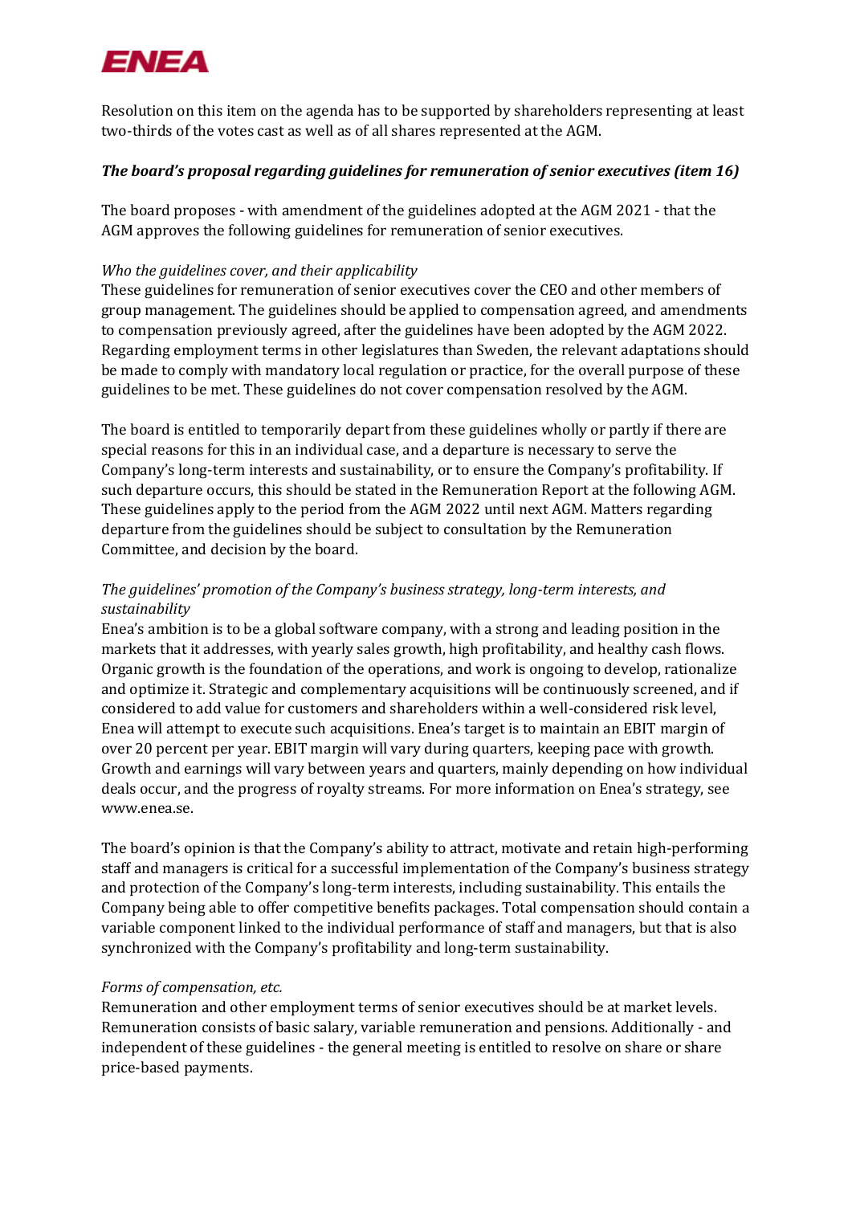Resolution on this item on the agenda has to be supported by shareholders representing at least two-thirds of the votes cast as well as of all shares represented at the AGM.

***The board's proposal regarding guidelines for remuneration of senior executives (item 16)***

The board proposes - with amendment of the guidelines adopted at the AGM 2021 - that the AGM approves the following guidelines for remuneration of senior executives.

*Who the guidelines cover, and their applicability*
These guidelines for remuneration of senior executives cover the CEO and other members of group management. The guidelines should be applied to compensation agreed, and amendments to compensation previously agreed, after the guidelines have been adopted by the AGM 2022. Regarding employment terms in other legislatures than Sweden, the relevant adaptations should be made to comply with mandatory local regulation or practice, for the overall purpose of these guidelines to be met. These guidelines do not cover compensation resolved by the AGM.

The board is entitled to temporarily depart from these guidelines wholly or partly if there are special reasons for this in an individual case, and a departure is necessary to serve the Company's long-term interests and sustainability, or to ensure the Company's profitability. If such departure occurs, this should be stated in the Remuneration Report at the following AGM. These guidelines apply to the period from the AGM 2022 until next AGM. Matters regarding departure from the guidelines should be subject to consultation by the Remuneration Committee, and decision by the board.

*The guidelines' promotion of the Company's business strategy, long-term interests, and sustainability*
Enea's ambition is to be a global software company, with a strong and leading position in the markets that it addresses, with yearly sales growth, high profitability, and healthy cash flows. Organic growth is the foundation of the operations, and work is ongoing to develop, rationalize and optimize it. Strategic and complementary acquisitions will be continuously screened, and if considered to add value for customers and shareholders within a well-considered risk level, Enea will attempt to execute such acquisitions. Enea's target is to maintain an EBIT margin of over 20 percent per year. EBIT margin will vary during quarters, keeping pace with growth. Growth and earnings will vary between years and quarters, mainly depending on how individual deals occur, and the progress of royalty streams. For more information on Enea's strategy, see www.enea.se.

The board's opinion is that the Company's ability to attract, motivate and retain high-performing staff and managers is critical for a successful implementation of the Company's business strategy and protection of the Company's long-term interests, including sustainability. This entails the Company being able to offer competitive benefits packages. Total compensation should contain a variable component linked to the individual performance of staff and managers, but that is also synchronized with the Company's profitability and long-term sustainability.

*Forms of compensation, etc.*
Remuneration and other employment terms of senior executives should be at market levels. Remuneration consists of basic salary, variable remuneration and pensions. Additionally - and independent of these guidelines - the general meeting is entitled to resolve on share or share price-based payments.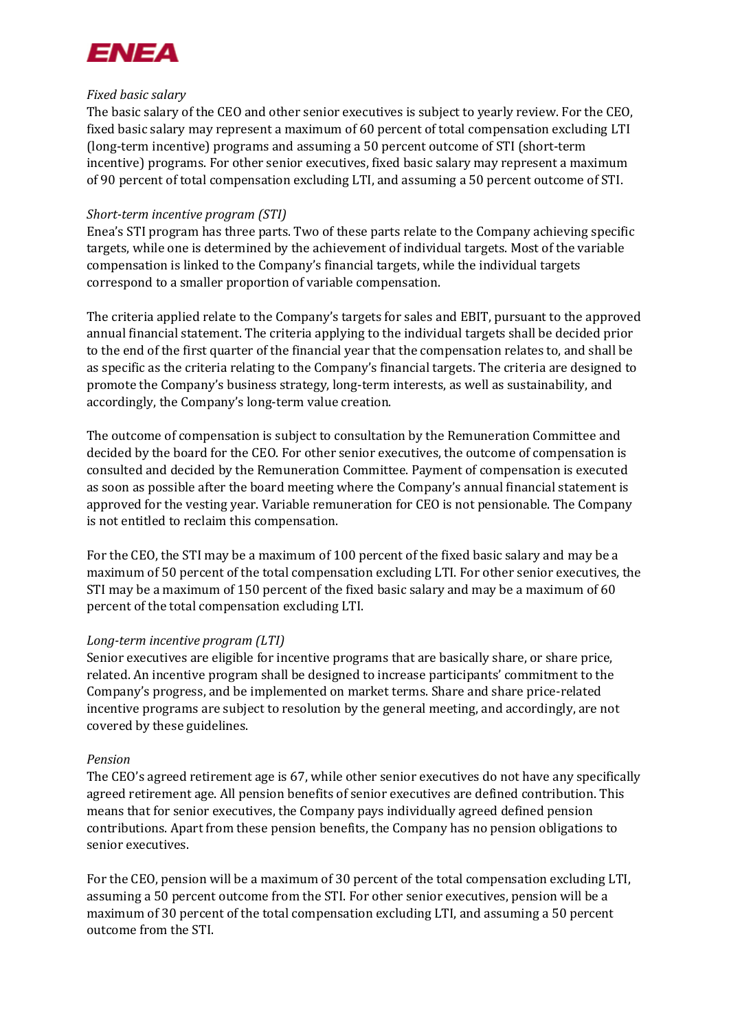*Fixed basic salary*

The basic salary of the CEO and other senior executives is subject to yearly review. For the CEO, fixed basic salary may represent a maximum of 60 percent of total compensation excluding LTI (long-term incentive) programs and assuming a 50 percent outcome of STI (short-term incentive) programs. For other senior executives, fixed basic salary may represent a maximum of 90 percent of total compensation excluding LTI, and assuming a 50 percent outcome of STI.

*Short-term incentive program (STI)*

Enea's STI program has three parts. Two of these parts relate to the Company achieving specific targets, while one is determined by the achievement of individual targets. Most of the variable compensation is linked to the Company's financial targets, while the individual targets correspond to a smaller proportion of variable compensation.

The criteria applied relate to the Company's targets for sales and EBIT, pursuant to the approved annual financial statement. The criteria applying to the individual targets shall be decided prior to the end of the first quarter of the financial year that the compensation relates to, and shall be as specific as the criteria relating to the Company's financial targets. The criteria are designed to promote the Company's business strategy, long-term interests, as well as sustainability, and accordingly, the Company's long-term value creation.

The outcome of compensation is subject to consultation by the Remuneration Committee and decided by the board for the CEO. For other senior executives, the outcome of compensation is consulted and decided by the Remuneration Committee. Payment of compensation is executed as soon as possible after the board meeting where the Company's annual financial statement is approved for the vesting year. Variable remuneration for CEO is not pensionable. The Company is not entitled to reclaim this compensation.

For the CEO, the STI may be a maximum of 100 percent of the fixed basic salary and may be a maximum of 50 percent of the total compensation excluding LTI. For other senior executives, the STI may be a maximum of 150 percent of the fixed basic salary and may be a maximum of 60 percent of the total compensation excluding LTI.

*Long-term incentive program (LTI)*

Senior executives are eligible for incentive programs that are basically share, or share price, related. An incentive program shall be designed to increase participants' commitment to the Company's progress, and be implemented on market terms. Share and share price-related incentive programs are subject to resolution by the general meeting, and accordingly, are not covered by these guidelines.

*Pension*

The CEO's agreed retirement age is 67, while other senior executives do not have any specifically agreed retirement age. All pension benefits of senior executives are defined contribution. This means that for senior executives, the Company pays individually agreed defined pension contributions. Apart from these pension benefits, the Company has no pension obligations to senior executives.

For the CEO, pension will be a maximum of 30 percent of the total compensation excluding LTI, assuming a 50 percent outcome from the STI. For other senior executives, pension will be a maximum of 30 percent of the total compensation excluding LTI, and assuming a 50 percent outcome from the STI.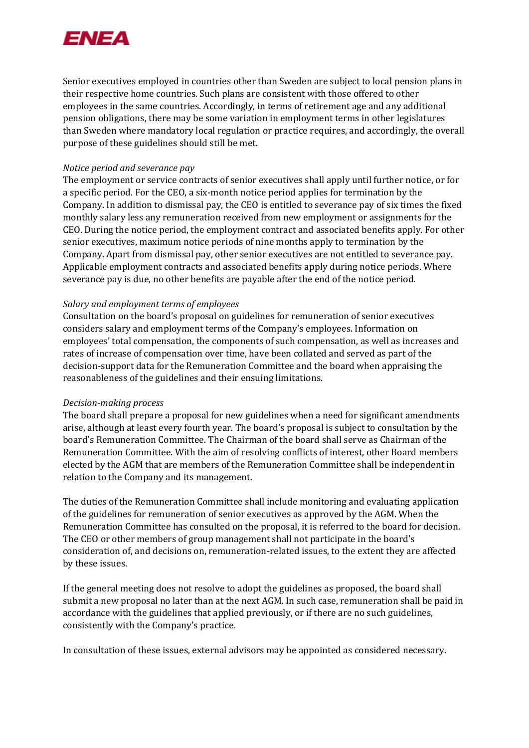Senior executives employed in countries other than Sweden are subject to local pension plans in their respective home countries. Such plans are consistent with those offered to other employees in the same countries. Accordingly, in terms of retirement age and any additional pension obligations, there may be some variation in employment terms in other legislatures than Sweden where mandatory local regulation or practice requires, and accordingly, the overall purpose of these guidelines should still be met.

*Notice period and severance pay*

The employment or service contracts of senior executives shall apply until further notice, or for a specific period. For the CEO, a six-month notice period applies for termination by the Company. In addition to dismissal pay, the CEO is entitled to severance pay of six times the fixed monthly salary less any remuneration received from new employment or assignments for the CEO. During the notice period, the employment contract and associated benefits apply. For other senior executives, maximum notice periods of nine months apply to termination by the Company. Apart from dismissal pay, other senior executives are not entitled to severance pay. Applicable employment contracts and associated benefits apply during notice periods. Where severance pay is due, no other benefits are payable after the end of the notice period.

*Salary and employment terms of employees*

Consultation on the board's proposal on guidelines for remuneration of senior executives considers salary and employment terms of the Company's employees. Information on employees' total compensation, the components of such compensation, as well as increases and rates of increase of compensation over time, have been collated and served as part of the decision-support data for the Remuneration Committee and the board when appraising the reasonableness of the guidelines and their ensuing limitations.

*Decision-making process*

The board shall prepare a proposal for new guidelines when a need for significant amendments arise, although at least every fourth year. The board's proposal is subject to consultation by the board's Remuneration Committee. The Chairman of the board shall serve as Chairman of the Remuneration Committee. With the aim of resolving conflicts of interest, other Board members elected by the AGM that are members of the Remuneration Committee shall be independent in relation to the Company and its management.

The duties of the Remuneration Committee shall include monitoring and evaluating application of the guidelines for remuneration of senior executives as approved by the AGM. When the Remuneration Committee has consulted on the proposal, it is referred to the board for decision. The CEO or other members of group management shall not participate in the board's consideration of, and decisions on, remuneration-related issues, to the extent they are affected by these issues.

If the general meeting does not resolve to adopt the guidelines as proposed, the board shall submit a new proposal no later than at the next AGM. In such case, remuneration shall be paid in accordance with the guidelines that applied previously, or if there are no such guidelines, consistently with the Company's practice.

In consultation of these issues, external advisors may be appointed as considered necessary.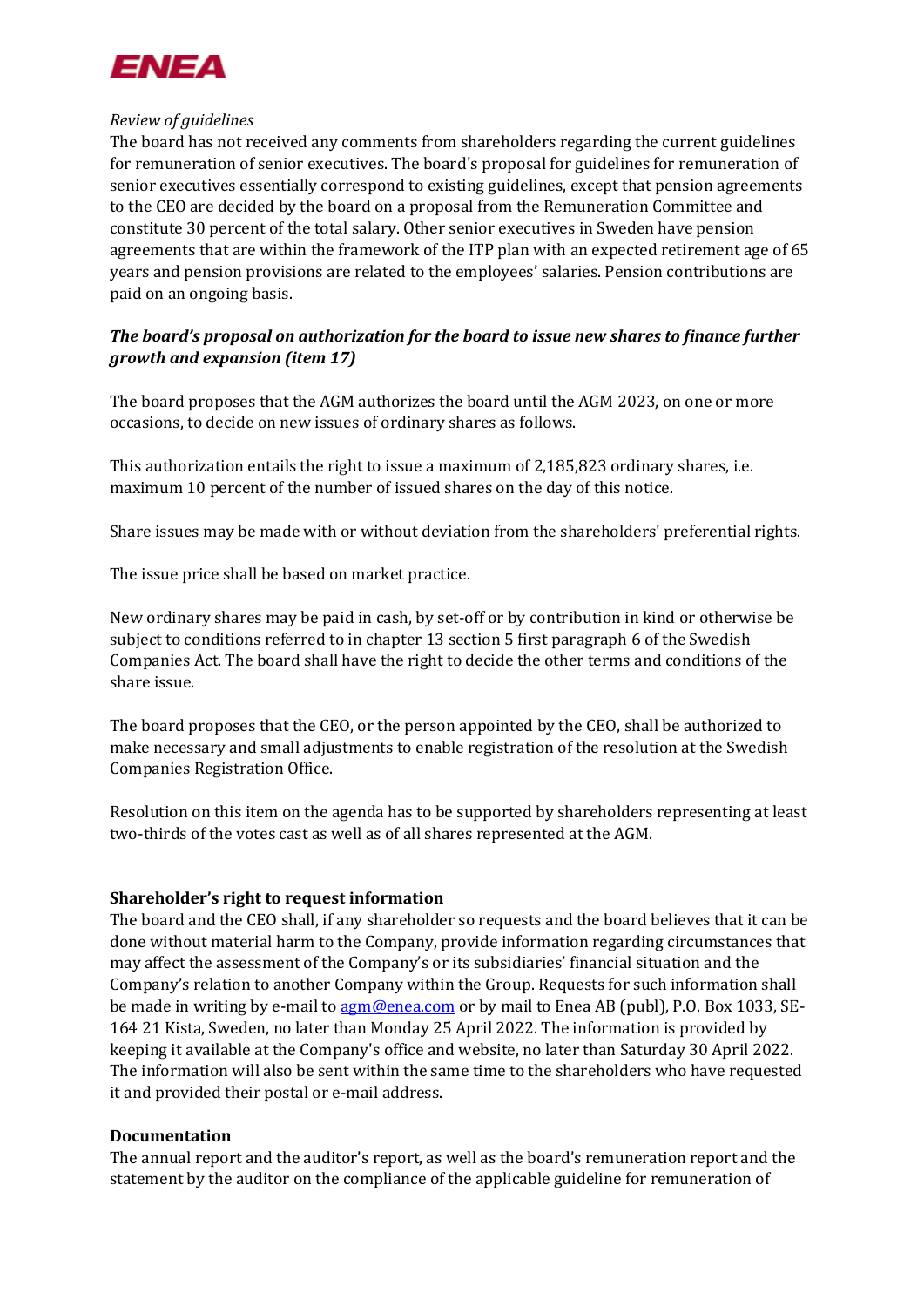*Review of guidelines*
The board has not received any comments from shareholders regarding the current guidelines for remuneration of senior executives. The board's proposal for guidelines for remuneration of senior executives essentially correspond to existing guidelines, except that pension agreements to the CEO are decided by the board on a proposal from the Remuneration Committee and constitute 30 percent of the total salary. Other senior executives in Sweden have pension agreements that are within the framework of the ITP plan with an expected retirement age of 65 years and pension provisions are related to the employees' salaries. Pension contributions are paid on an ongoing basis.

***The board's proposal on authorization for the board to issue new shares to finance further growth and expansion (item 17)***

The board proposes that the AGM authorizes the board until the AGM 2023, on one or more occasions, to decide on new issues of ordinary shares as follows.

This authorization entails the right to issue a maximum of 2,185,823 ordinary shares, i.e. maximum 10 percent of the number of issued shares on the day of this notice.

Share issues may be made with or without deviation from the shareholders' preferential rights.

The issue price shall be based on market practice.

New ordinary shares may be paid in cash, by set-off or by contribution in kind or otherwise be subject to conditions referred to in chapter 13 section 5 first paragraph 6 of the Swedish Companies Act. The board shall have the right to decide the other terms and conditions of the share issue.

The board proposes that the CEO, or the person appointed by the CEO, shall be authorized to make necessary and small adjustments to enable registration of the resolution at the Swedish Companies Registration Office.

Resolution on this item on the agenda has to be supported by shareholders representing at least two-thirds of the votes cast as well as of all shares represented at the AGM.

**Shareholder's right to request information**
The board and the CEO shall, if any shareholder so requests and the board believes that it can be done without material harm to the Company, provide information regarding circumstances that may affect the assessment of the Company's or its subsidiaries' financial situation and the Company's relation to another Company within the Group. Requests for such information shall be made in writing by e-mail to agm@enea.com or by mail to Enea AB (publ), P.O. Box 1033, SE-164 21 Kista, Sweden, no later than Monday 25 April 2022. The information is provided by keeping it available at the Company's office and website, no later than Saturday 30 April 2022. The information will also be sent within the same time to the shareholders who have requested it and provided their postal or e-mail address.

**Documentation**
The annual report and the auditor's report, as well as the board's remuneration report and the statement by the auditor on the compliance of the applicable guideline for remuneration of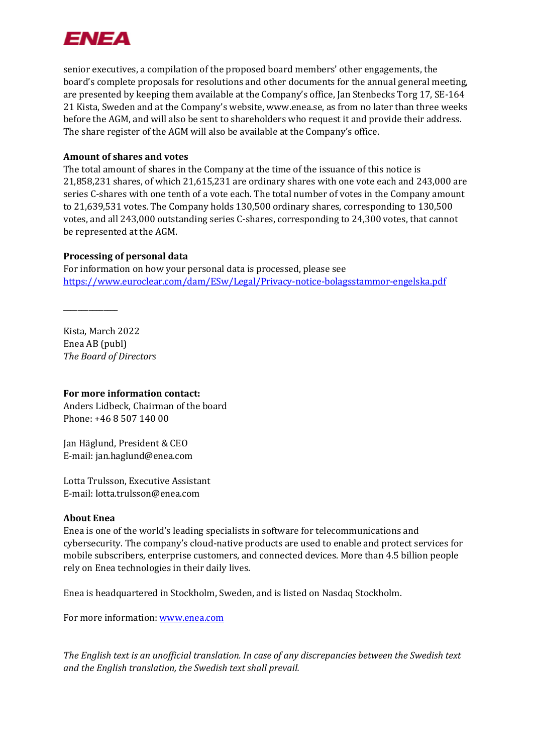senior executives, a compilation of the proposed board members' other engagements, the board's complete proposals for resolutions and other documents for the annual general meeting, are presented by keeping them available at the Company's office, Jan Stenbecks Torg 17, SE-164 21 Kista, Sweden and at the Company's website, www.enea.se, as from no later than three weeks before the AGM, and will also be sent to shareholders who request it and provide their address. The share register of the AGM will also be available at the Company's office.

**Amount of shares and votes**
The total amount of shares in the Company at the time of the issuance of this notice is 21,858,231 shares, of which 21,615,231 are ordinary shares with one vote each and 243,000 are series C-shares with one tenth of a vote each. The total number of votes in the Company amount to 21,639,531 votes. The Company holds 130,500 ordinary shares, corresponding to 130,500 votes, and all 243,000 outstanding series C-shares, corresponding to 24,300 votes, that cannot be represented at the AGM.

**Processing of personal data**
For information on how your personal data is processed, please see [https://www.euroclear.com/dam/ESw/Legal/Privacy-notice-bolagsstammor-engelska.pdf](https://www.euroclear.com/dam/ESw/Legal/Privacy-notice-bolagsstammor-engelska.pdf)

______________

Kista, March 2022
Enea AB (publ)
*The Board of Directors*

**For more information contact:**
Anders Lidbeck, Chairman of the board
Phone: +46 8 507 140 00

Jan Häglund, President & CEO
E-mail: jan.haglund@enea.com

Lotta Trulsson, Executive Assistant
E-mail: lotta.trulsson@enea.com

**About Enea**
Enea is one of the world's leading specialists in software for telecommunications and cybersecurity. The company's cloud-native products are used to enable and protect services for mobile subscribers, enterprise customers, and connected devices. More than 4.5 billion people rely on Enea technologies in their daily lives.

Enea is headquartered in Stockholm, Sweden, and is listed on Nasdaq Stockholm.

For more information: [www.enea.com](www.enea.com)

*The English text is an unofficial translation. In case of any discrepancies between the Swedish text and the English translation, the Swedish text shall prevail.*